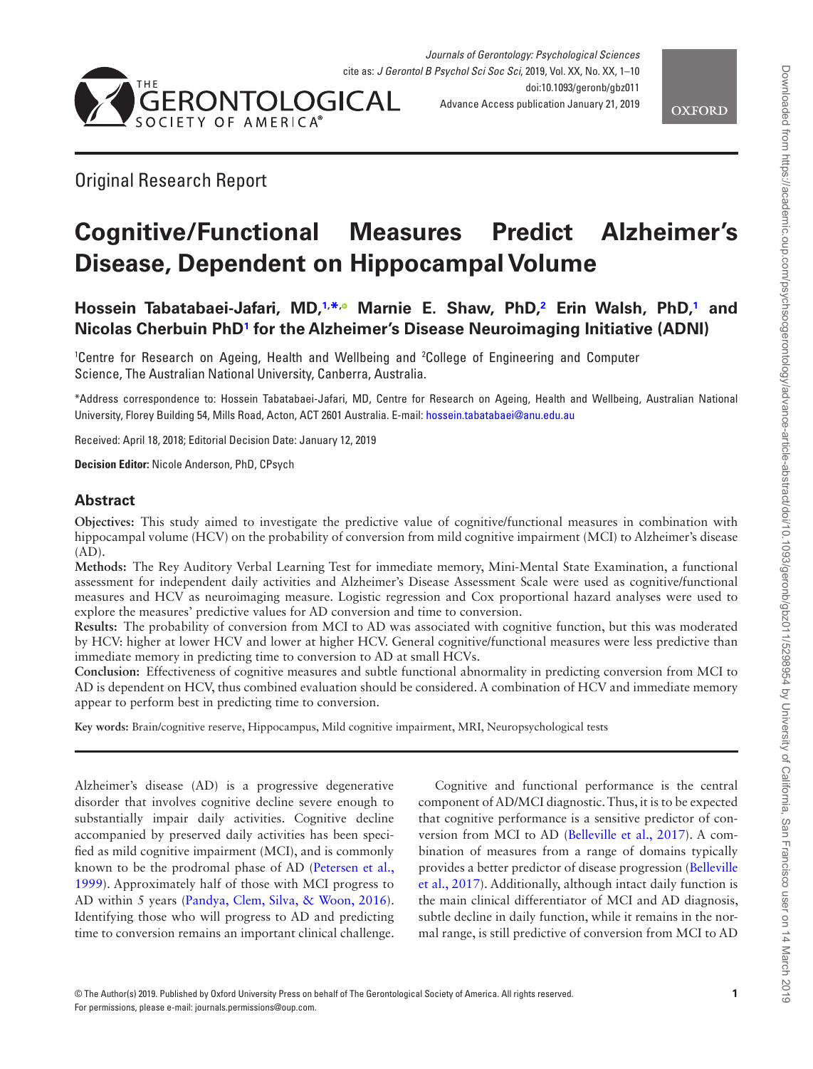Original Research Report

# Cognitive/Functional Measures Predict Alzheimer's Disease, Dependent on Hippocampal Volume

**Hossein Tabatabaei-Jafari, MD,[1,*] Marnie E. Shaw, PhD,[2] Erin Walsh, PhD,[1] and Nicolas Cherbuin PhD[1] for the Alzheimer's Disease Neuroimaging Initiative (ADNI)**

[1]Centre for Research on Ageing, Health and Wellbeing and [2]College of Engineering and Computer Science, The Australian National University, Canberra, Australia.

*Address correspondence to: Hossein Tabatabaei-Jafari, MD, Centre for Research on Ageing, Health and Wellbeing, Australian National University, Florey Building 54, Mills Road, Acton, ACT 2601 Australia. E-mail: hossein.tabatabaei@anu.edu.au

Received: April 18, 2018; Editorial Decision Date: January 12, 2019

**Decision Editor:** Nicole Anderson, PhD, CPsych

## Abstract

**Objectives:** This study aimed to investigate the predictive value of cognitive/functional measures in combination with hippocampal volume (HCV) on the probability of conversion from mild cognitive impairment (MCI) to Alzheimer's disease (AD).

**Methods:** The Rey Auditory Verbal Learning Test for immediate memory, Mini-Mental State Examination, a functional assessment for independent daily activities and Alzheimer's Disease Assessment Scale were used as cognitive/functional measures and HCV as neuroimaging measure. Logistic regression and Cox proportional hazard analyses were used to explore the measures' predictive values for AD conversion and time to conversion.

**Results:** The probability of conversion from MCI to AD was associated with cognitive function, but this was moderated by HCV: higher at lower HCV and lower at higher HCV. General cognitive/functional measures were less predictive than immediate memory in predicting time to conversion to AD at small HCVs.

**Conclusion:** Effectiveness of cognitive measures and subtle functional abnormality in predicting conversion from MCI to AD is dependent on HCV, thus combined evaluation should be considered. A combination of HCV and immediate memory appear to perform best in predicting time to conversion.

**Key words:** Brain/cognitive reserve, Hippocampus, Mild cognitive impairment, MRI, Neuropsychological tests

Alzheimer's disease (AD) is a progressive degenerative disorder that involves cognitive decline severe enough to substantially impair daily activities. Cognitive decline accompanied by preserved daily activities has been specified as mild cognitive impairment (MCI), and is commonly known to be the prodromal phase of AD (Petersen et al., 1999). Approximately half of those with MCI progress to AD within 5 years (Pandya, Clem, Silva, & Woon, 2016). Identifying those who will progress to AD and predicting time to conversion remains an important clinical challenge.

Cognitive and functional performance is the central component of AD/MCI diagnostic. Thus, it is to be expected that cognitive performance is a sensitive predictor of conversion from MCI to AD (Belleville et al., 2017). A combination of measures from a range of domains typically provides a better predictor of disease progression (Belleville et al., 2017). Additionally, although intact daily function is the main clinical differentiator of MCI and AD diagnosis, subtle decline in daily function, while it remains in the normal range, is still predictive of conversion from MCI to AD

© The Author(s) 2019. Published by Oxford University Press on behalf of The Gerontological Society of America. All rights reserved. For permissions, please e-mail: journals.permissions@oup.com.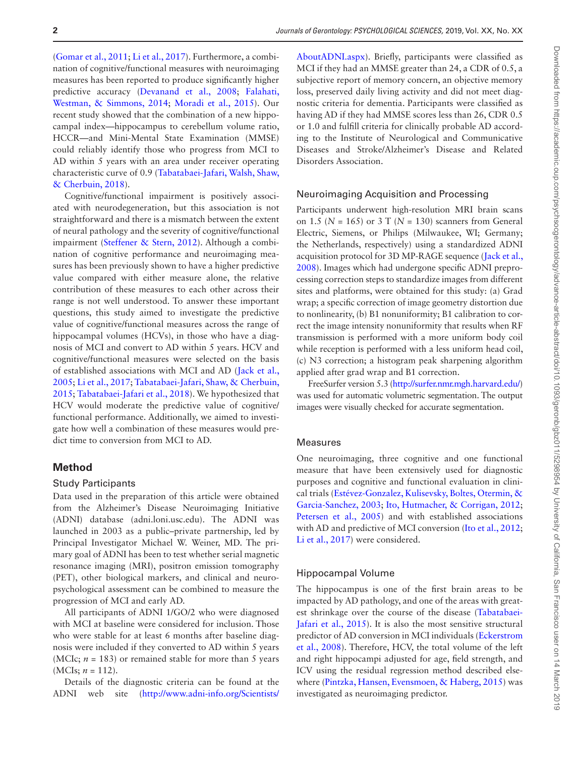(Gomar et al., 2011; Li et al., 2017). Furthermore, a combination of cognitive/functional measures with neuroimaging measures has been reported to produce significantly higher predictive accuracy (Devanand et al., 2008; Falahati, Westman, & Simmons, 2014; Moradi et al., 2015). Our recent study showed that the combination of a new hippocampal index—hippocampus to cerebellum volume ratio, HCCR—and Mini-Mental State Examination (MMSE) could reliably identify those who progress from MCI to AD within 5 years with an area under receiver operating characteristic curve of 0.9 (Tabatabaei-Jafari, Walsh, Shaw, & Cherbuin, 2018).

Cognitive/functional impairment is positively associated with neurodegeneration, but this association is not straightforward and there is a mismatch between the extent of neural pathology and the severity of cognitive/functional impairment (Steffener & Stern, 2012). Although a combination of cognitive performance and neuroimaging measures has been previously shown to have a higher predictive value compared with either measure alone, the relative contribution of these measures to each other across their range is not well understood. To answer these important questions, this study aimed to investigate the predictive value of cognitive/functional measures across the range of hippocampal volumes (HCVs), in those who have a diagnosis of MCI and convert to AD within 5 years. HCV and cognitive/functional measures were selected on the basis of established associations with MCI and AD (Jack et al., 2005; Li et al., 2017; Tabatabaei-Jafari, Shaw, & Cherbuin, 2015; Tabatabaei-Jafari et al., 2018). We hypothesized that HCV would moderate the predictive value of cognitive/functional performance. Additionally, we aimed to investigate how well a combination of these measures would predict time to conversion from MCI to AD.

## Method

### Study Participants

Data used in the preparation of this article were obtained from the Alzheimer's Disease Neuroimaging Initiative (ADNI) database (adni.loni.usc.edu). The ADNI was launched in 2003 as a public–private partnership, led by Principal Investigator Michael W. Weiner, MD. The primary goal of ADNI has been to test whether serial magnetic resonance imaging (MRI), positron emission tomography (PET), other biological markers, and clinical and neuropsychological assessment can be combined to measure the progression of MCI and early AD.

All participants of ADNI 1/GO/2 who were diagnosed with MCI at baseline were considered for inclusion. Those who were stable for at least 6 months after baseline diagnosis were included if they converted to AD within 5 years (MCIc; $n = 183$) or remained stable for more than 5 years (MCIs; $n = 112$).

Details of the diagnostic criteria can be found at the ADNI web site (http://www.adni-info.org/Scientists/AboutADNI.aspx). Briefly, participants were classified as MCI if they had an MMSE greater than 24, a CDR of 0.5, a subjective report of memory concern, an objective memory loss, preserved daily living activity and did not meet diagnostic criteria for dementia. Participants were classified as having AD if they had MMSE scores less than 26, CDR 0.5 or 1.0 and fulfill criteria for clinically probable AD according to the Institute of Neurological and Communicative Diseases and Stroke/Alzheimer's Disease and Related Disorders Association.

### Neuroimaging Acquisition and Processing

Participants underwent high-resolution MRI brain scans on 1.5 ($N = 165$) or 3 T ($N = 130$) scanners from General Electric, Siemens, or Philips (Milwaukee, WI; Germany; the Netherlands, respectively) using a standardized ADNI acquisition protocol for 3D MP-RAGE sequence (Jack et al., 2008). Images which had undergone specific ADNI preprocessing correction steps to standardize images from different sites and platforms, were obtained for this study: (a) Grad wrap; a specific correction of image geometry distortion due to nonlinearity, (b) B1 nonuniformity; B1 calibration to correct the image intensity nonuniformity that results when RF transmission is performed with a more uniform body coil while reception is performed with a less uniform head coil, (c) N3 correction; a histogram peak sharpening algorithm applied after grad wrap and B1 correction.

FreeSurfer version 5.3 (http://surfer.nmr.mgh.harvard.edu/) was used for automatic volumetric segmentation. The output images were visually checked for accurate segmentation.

### Measures

One neuroimaging, three cognitive and one functional measure that have been extensively used for diagnostic purposes and cognitive and functional evaluation in clinical trials (Estévez-Gonzalez, Kulisevsky, Boltes, Otermin, & Garcia-Sanchez, 2003; Ito, Hutmacher, & Corrigan, 2012; Petersen et al., 2005) and with established associations with AD and predictive of MCI conversion (Ito et al., 2012; Li et al., 2017) were considered.

### Hippocampal Volume

The hippocampus is one of the first brain areas to be impacted by AD pathology, and one of the areas with greatest shrinkage over the course of the disease (Tabatabaei-Jafari et al., 2015). It is also the most sensitive structural predictor of AD conversion in MCI individuals (Eckerstrom et al., 2008). Therefore, HCV, the total volume of the left and right hippocampi adjusted for age, field strength, and ICV using the residual regression method described elsewhere (Pintzka, Hansen, Evensmoen, & Haberg, 2015) was investigated as neuroimaging predictor.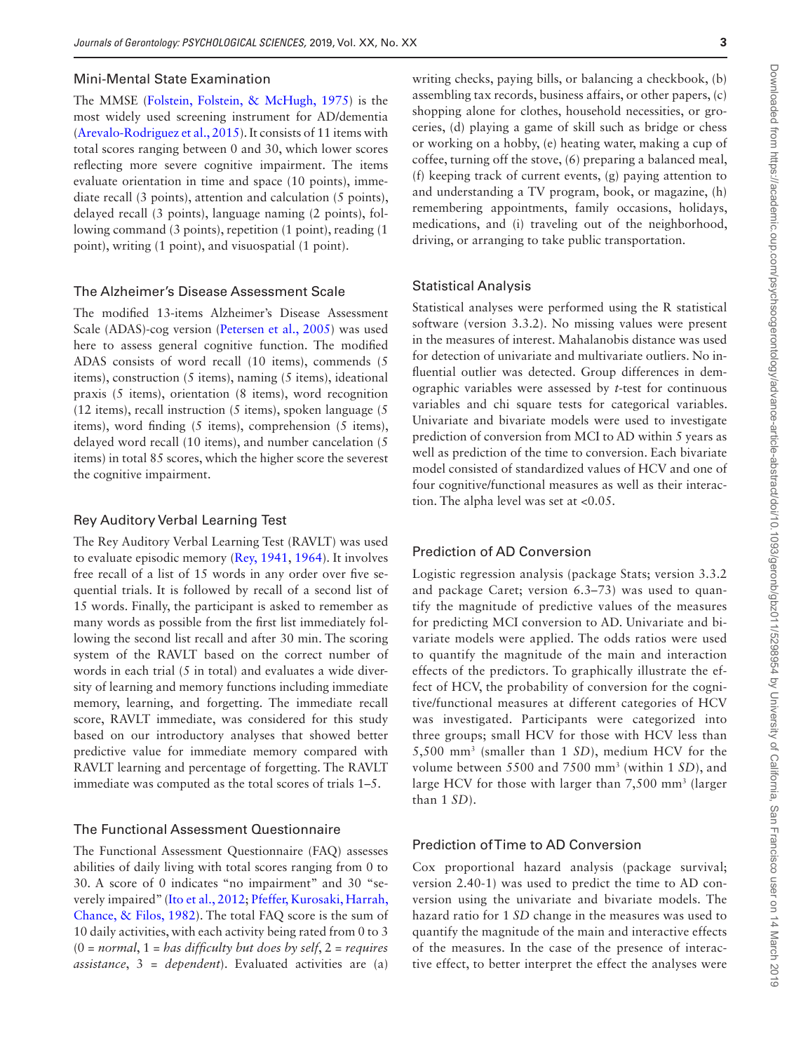### Mini-Mental State Examination

The MMSE (Folstein, Folstein, & McHugh, 1975) is the most widely used screening instrument for AD/dementia (Arevalo-Rodriguez et al., 2015). It consists of 11 items with total scores ranging between 0 and 30, which lower scores reflecting more severe cognitive impairment. The items evaluate orientation in time and space (10 points), immediate recall (3 points), attention and calculation (5 points), delayed recall (3 points), language naming (2 points), following command (3 points), repetition (1 point), reading (1 point), writing (1 point), and visuospatial (1 point).

### The Alzheimer's Disease Assessment Scale

The modified 13-items Alzheimer's Disease Assessment Scale (ADAS)-cog version (Petersen et al., 2005) was used here to assess general cognitive function. The modified ADAS consists of word recall (10 items), commends (5 items), construction (5 items), naming (5 items), ideational praxis (5 items), orientation (8 items), word recognition (12 items), recall instruction (5 items), spoken language (5 items), word finding (5 items), comprehension (5 items), delayed word recall (10 items), and number cancelation (5 items) in total 85 scores, which the higher score the severest the cognitive impairment.

### Rey Auditory Verbal Learning Test

The Rey Auditory Verbal Learning Test (RAVLT) was used to evaluate episodic memory (Rey, 1941, 1964). It involves free recall of a list of 15 words in any order over five sequential trials. It is followed by recall of a second list of 15 words. Finally, the participant is asked to remember as many words as possible from the first list immediately following the second list recall and after 30 min. The scoring system of the RAVLT based on the correct number of words in each trial (5 in total) and evaluates a wide diversity of learning and memory functions including immediate memory, learning, and forgetting. The immediate recall score, RAVLT immediate, was considered for this study based on our introductory analyses that showed better predictive value for immediate memory compared with RAVLT learning and percentage of forgetting. The RAVLT immediate was computed as the total scores of trials 1–5.

### The Functional Assessment Questionnaire

The Functional Assessment Questionnaire (FAQ) assesses abilities of daily living with total scores ranging from 0 to 30. A score of 0 indicates "no impairment" and 30 "severely impaired" (Ito et al., 2012; Pfeffer, Kurosaki, Harrah, Chance, & Filos, 1982). The total FAQ score is the sum of 10 daily activities, with each activity being rated from 0 to 3 (0 = *normal*, 1 = *has difficulty but does by self*, 2 = *requires assistance*, 3 = *dependent*). Evaluated activities are (a) writing checks, paying bills, or balancing a checkbook, (b) assembling tax records, business affairs, or other papers, (c) shopping alone for clothes, household necessities, or groceries, (d) playing a game of skill such as bridge or chess or working on a hobby, (e) heating water, making a cup of coffee, turning off the stove, (6) preparing a balanced meal, (f) keeping track of current events, (g) paying attention to and understanding a TV program, book, or magazine, (h) remembering appointments, family occasions, holidays, medications, and (i) traveling out of the neighborhood, driving, or arranging to take public transportation.

### Statistical Analysis

Statistical analyses were performed using the R statistical software (version 3.3.2). No missing values were present in the measures of interest. Mahalanobis distance was used for detection of univariate and multivariate outliers. No influential outlier was detected. Group differences in demographic variables were assessed by *t*-test for continuous variables and chi square tests for categorical variables. Univariate and bivariate models were used to investigate prediction of conversion from MCI to AD within 5 years as well as prediction of the time to conversion. Each bivariate model consisted of standardized values of HCV and one of four cognitive/functional measures as well as their interaction. The alpha level was set at <0.05.

### Prediction of AD Conversion

Logistic regression analysis (package Stats; version 3.3.2 and package Caret; version 6.3–73) was used to quantify the magnitude of predictive values of the measures for predicting MCI conversion to AD. Univariate and bivariate models were applied. The odds ratios were used to quantify the magnitude of the main and interaction effects of the predictors. To graphically illustrate the effect of HCV, the probability of conversion for the cognitive/functional measures at different categories of HCV was investigated. Participants were categorized into three groups; small HCV for those with HCV less than 5,500 mm$^3$ (smaller than 1 *SD*), medium HCV for the volume between 5500 and 7500 mm$^3$ (within 1 *SD*), and large HCV for those with larger than 7,500 mm$^3$ (larger than 1 *SD*).

### Prediction of Time to AD Conversion

Cox proportional hazard analysis (package survival; version 2.40-1) was used to predict the time to AD conversion using the univariate and bivariate models. The hazard ratio for 1 *SD* change in the measures was used to quantify the magnitude of the main and interactive effects of the measures. In the case of the presence of interactive effect, to better interpret the effect the analyses were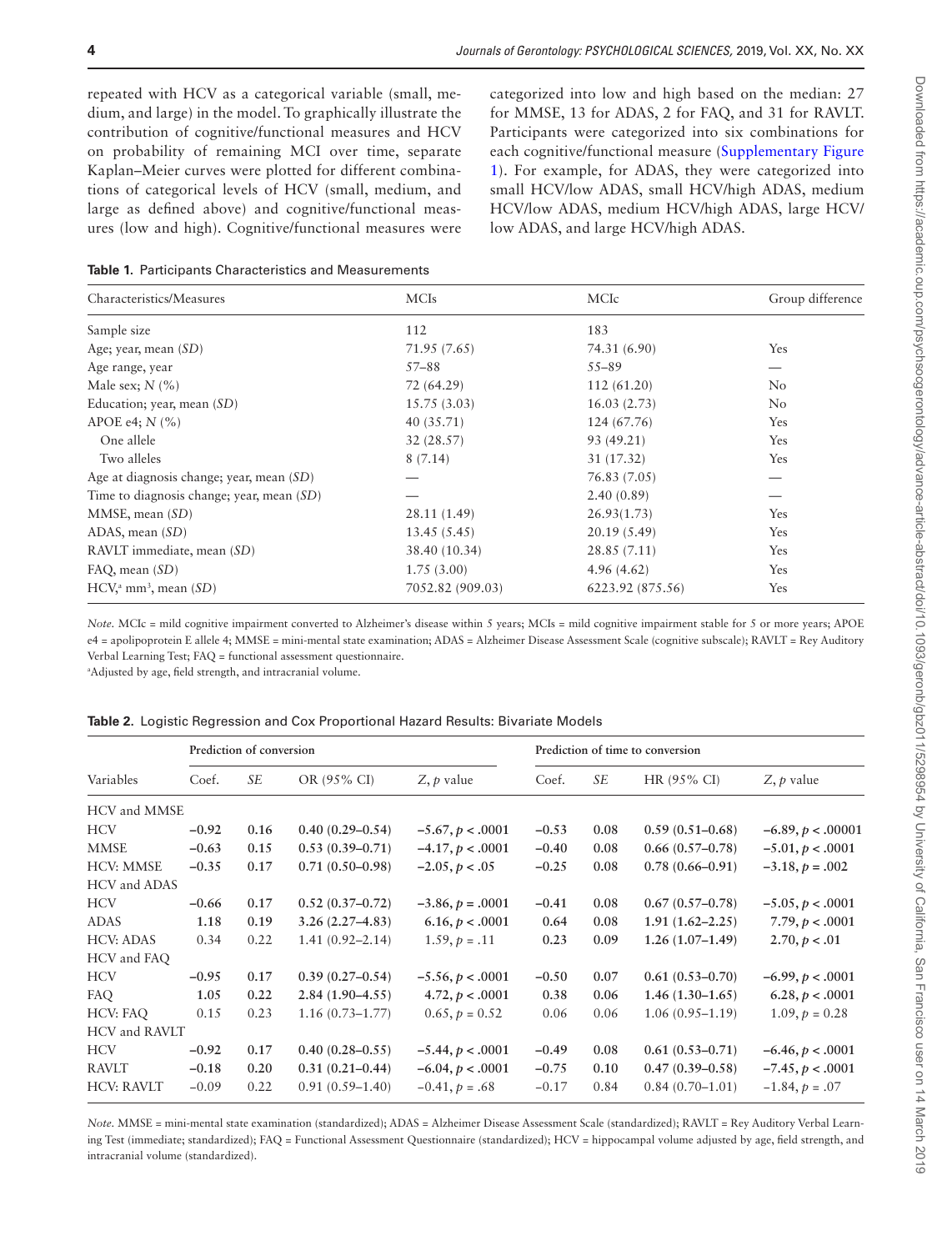repeated with HCV as a categorical variable (small, medium, and large) in the model. To graphically illustrate the contribution of cognitive/functional measures and HCV on probability of remaining MCI over time, separate Kaplan–Meier curves were plotted for different combinations of categorical levels of HCV (small, medium, and large as defined above) and cognitive/functional measures (low and high). Cognitive/functional measures were categorized into low and high based on the median: 27 for MMSE, 13 for ADAS, 2 for FAQ, and 31 for RAVLT. Participants were categorized into six combinations for each cognitive/functional measure (Supplementary Figure 1). For example, for ADAS, they were categorized into small HCV/low ADAS, small HCV/high ADAS, medium HCV/low ADAS, medium HCV/high ADAS, large HCV/low ADAS, and large HCV/high ADAS.

**Table 1.** Participants Characteristics and Measurements

| Characteristics/Measures | MCIs | MCIc | Group difference |
|---|---|---|---|
| Sample size | 112 | 183 | |
| Age; year, mean (*SD*) | 71.95 (7.65) | 74.31 (6.90) | Yes |
| Age range, year | 57–88 | 55–89 | — |
| Male sex; *N* (%) | 72 (64.29) | 112 (61.20) | No |
| Education; year, mean (*SD*) | 15.75 (3.03) | 16.03 (2.73) | No |
| APOE e4; *N* (%) | 40 (35.71) | 124 (67.76) | Yes |
| One allele | 32 (28.57) | 93 (49.21) | Yes |
| Two alleles | 8 (7.14) | 31 (17.32) | Yes |
| Age at diagnosis change; year, mean (*SD*) | — | 76.83 (7.05) | — |
| Time to diagnosis change; year, mean (*SD*) | — | 2.40 (0.89) | — |
| MMSE, mean (*SD*) | 28.11 (1.49) | 26.93(1.73) | Yes |
| ADAS, mean (*SD*) | 13.45 (5.45) | 20.19 (5.49) | Yes |
| RAVLT immediate, mean (*SD*) | 38.40 (10.34) | 28.85 (7.11) | Yes |
| FAQ, mean (*SD*) | 1.75 (3.00) | 4.96 (4.62) | Yes |
| HCV,[a] $mm^3$, mean (*SD*) | 7052.82 (909.03) | 6223.92 (875.56) | Yes |

*Note.* MCIc = mild cognitive impairment converted to Alzheimer's disease within 5 years; MCIs = mild cognitive impairment stable for 5 or more years; APOE e4 = apolipoprotein E allele 4; MMSE = mini-mental state examination; ADAS = Alzheimer Disease Assessment Scale (cognitive subscale); RAVLT = Rey Auditory Verbal Learning Test; FAQ = functional assessment questionnaire.
[a]Adjusted by age, field strength, and intracranial volume.

**Table 2.** Logistic Regression and Cox Proportional Hazard Results: Bivariate Models

| | Prediction of conversion | | | | Prediction of time to conversion | | | |
|---|---|---|---|---|---|---|---|---|
| Variables | Coef. | *SE* | OR (95% CI) | *Z*, *p* value | Coef. | *SE* | HR (95% CI) | *Z*, *p* value |
| HCV and MMSE | | | | | | | | |
| HCV | **−0.92** | **0.16** | **0.40 (0.29–0.54)** | **−5.67, *p* < .0001** | **−0.53** | **0.08** | **0.59 (0.51–0.68)** | **−6.89, *p* < .00001** |
| MMSE | **−0.63** | **0.15** | **0.53 (0.39–0.71)** | **−4.17, *p* < .0001** | **−0.40** | **0.08** | **0.66 (0.57–0.78)** | **−5.01, *p* < .0001** |
| HCV: MMSE | **−0.35** | **0.17** | **0.71 (0.50–0.98)** | **−2.05, *p* < .05** | **−0.25** | **0.08** | **0.78 (0.66–0.91)** | **−3.18, *p* = .002** |
| HCV and ADAS | | | | | | | | |
| HCV | **−0.66** | **0.17** | **0.52 (0.37–0.72)** | **−3.86, *p* = .0001** | **−0.41** | **0.08** | **0.67 (0.57–0.78)** | **−5.05, *p* < .0001** |
| ADAS | **1.18** | **0.19** | **3.26 (2.27–4.83)** | **6.16, *p* < .0001** | **0.64** | **0.08** | **1.91 (1.62–2.25)** | **7.79, *p* < .0001** |
| HCV: ADAS | 0.34 | 0.22 | 1.41 (0.92–2.14) | 1.59, *p* = .11 | **0.23** | **0.09** | **1.26 (1.07–1.49)** | **2.70, *p* < .01** |
| HCV and FAQ | | | | | | | | |
| HCV | **−0.95** | **0.17** | **0.39 (0.27–0.54)** | **−5.56, *p* < .0001** | **−0.50** | **0.07** | **0.61 (0.53–0.70)** | **−6.99, *p* < .0001** |
| FAQ | **1.05** | **0.22** | **2.84 (1.90–4.55)** | **4.72, *p* < .0001** | **0.38** | **0.06** | **1.46 (1.30–1.65)** | **6.28, *p* < .0001** |
| HCV: FAQ | 0.15 | 0.23 | 1.16 (0.73–1.77) | 0.65, *p* = 0.52 | 0.06 | 0.06 | 1.06 (0.95–1.19) | 1.09, *p* = 0.28 |
| HCV and RAVLT | | | | | | | | |
| HCV | **−0.92** | **0.17** | **0.40 (0.28–0.55)** | **−5.44, *p* < .0001** | **−0.49** | **0.08** | **0.61 (0.53–0.71)** | **−6.46, *p* < .0001** |
| RAVLT | **−0.18** | **0.20** | **0.31 (0.21–0.44)** | **−6.04, *p* < .0001** | **−0.75** | **0.10** | **0.47 (0.39–0.58)** | **−7.45, *p* < .0001** |
| HCV: RAVLT | −0.09 | 0.22 | 0.91 (0.59–1.40) | −0.41, *p* = .68 | −0.17 | 0.84 | 0.84 (0.70–1.01) | −1.84, *p* = .07 |

*Note.* MMSE = mini-mental state examination (standardized); ADAS = Alzheimer Disease Assessment Scale (standardized); RAVLT = Rey Auditory Verbal Learning Test (immediate; standardized); FAQ = Functional Assessment Questionnaire (standardized); HCV = hippocampal volume adjusted by age, field strength, and intracranial volume (standardized).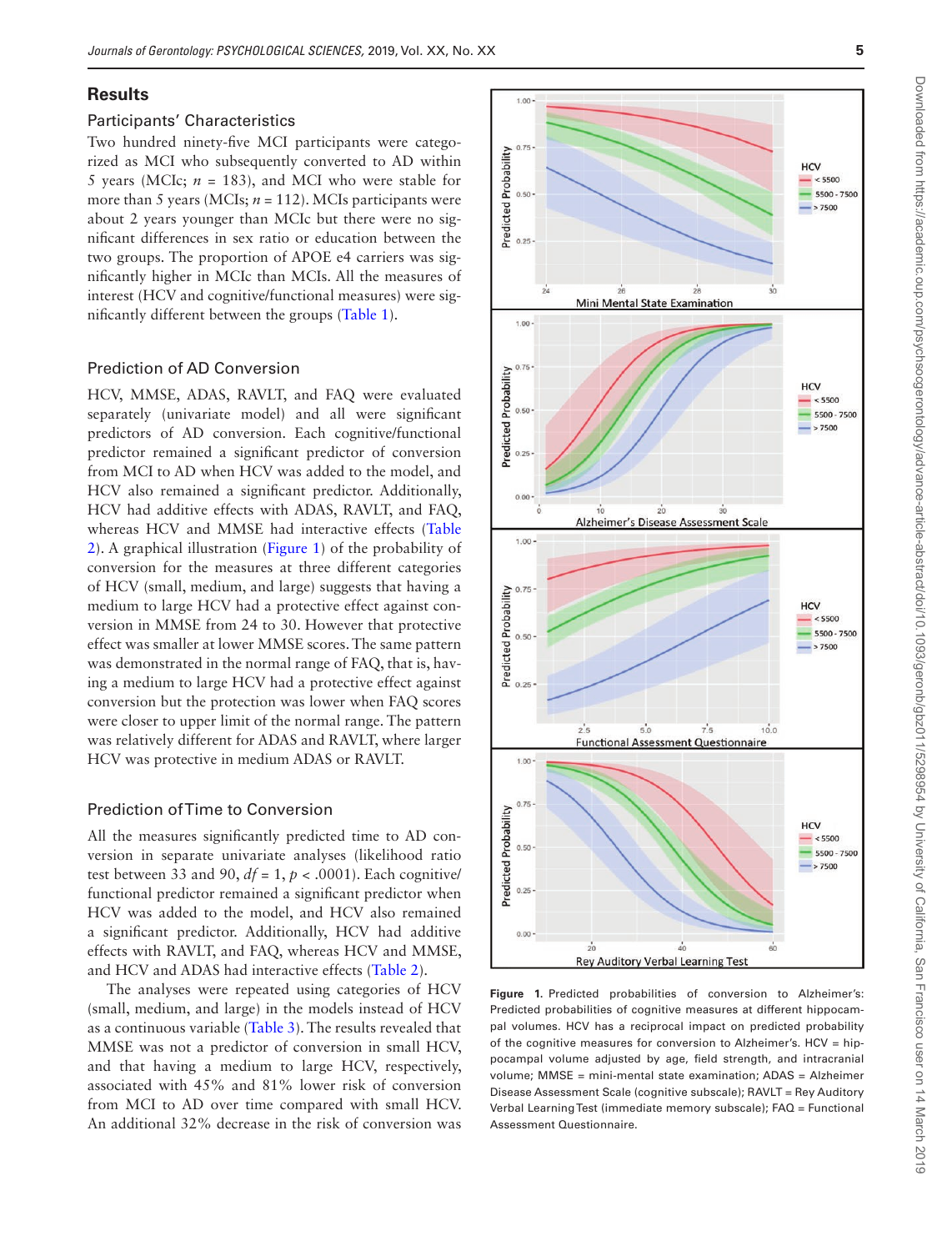## Results

### Participants' Characteristics

Two hundred ninety-five MCI participants were categorized as MCI who subsequently converted to AD within 5 years (MCIc; $n$ = 183), and MCI who were stable for more than 5 years (MCIs; $n$ = 112). MCIs participants were about 2 years younger than MCIc but there were no significant differences in sex ratio or education between the two groups. The proportion of APOE e4 carriers was significantly higher in MCIc than MCIs. All the measures of interest (HCV and cognitive/functional measures) were significantly different between the groups (Table 1).

### Prediction of AD Conversion

HCV, MMSE, ADAS, RAVLT, and FAQ were evaluated separately (univariate model) and all were significant predictors of AD conversion. Each cognitive/functional predictor remained a significant predictor of conversion from MCI to AD when HCV was added to the model, and HCV also remained a significant predictor. Additionally, HCV had additive effects with ADAS, RAVLT, and FAQ, whereas HCV and MMSE had interactive effects (Table 2). A graphical illustration (Figure 1) of the probability of conversion for the measures at three different categories of HCV (small, medium, and large) suggests that having a medium to large HCV had a protective effect against conversion in MMSE from 24 to 30. However that protective effect was smaller at lower MMSE scores. The same pattern was demonstrated in the normal range of FAQ, that is, having a medium to large HCV had a protective effect against conversion but the protection was lower when FAQ scores were closer to upper limit of the normal range. The pattern was relatively different for ADAS and RAVLT, where larger HCV was protective in medium ADAS or RAVLT.

### Prediction of Time to Conversion

All the measures significantly predicted time to AD conversion in separate univariate analyses (likelihood ratio test between 33 and 90, $df = 1$, $p < .0001$). Each cognitive/functional predictor remained a significant predictor when HCV was added to the model, and HCV also remained a significant predictor. Additionally, HCV had additive effects with RAVLT, and FAQ, whereas HCV and MMSE, and HCV and ADAS had interactive effects (Table 2).

The analyses were repeated using categories of HCV (small, medium, and large) in the models instead of HCV as a continuous variable (Table 3). The results revealed that MMSE was not a predictor of conversion in small HCV, and that having a medium to large HCV, respectively, associated with 45% and 81% lower risk of conversion from MCI to AD over time compared with small HCV. An additional 32% decrease in the risk of conversion was

**Figure 1.** Predicted probabilities of conversion to Alzheimer's: Predicted probabilities of cognitive measures at different hippocampal volumes. HCV has a reciprocal impact on predicted probability of the cognitive measures for conversion to Alzheimer's. HCV = hippocampal volume adjusted by age, field strength, and intracranial volume; MMSE = mini-mental state examination; ADAS = Alzheimer Disease Assessment Scale (cognitive subscale); RAVLT = Rey Auditory Verbal Learning Test (immediate memory subscale); FAQ = Functional Assessment Questionnaire.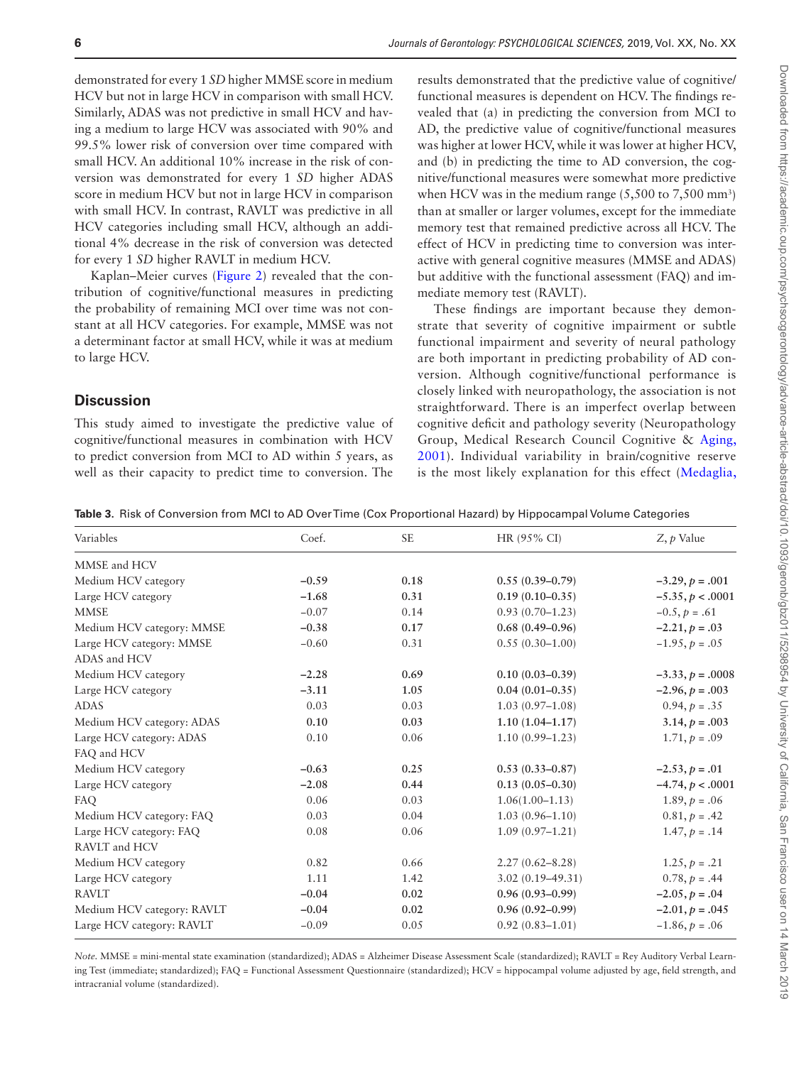demonstrated for every 1 *SD* higher MMSE score in medium HCV but not in large HCV in comparison with small HCV. Similarly, ADAS was not predictive in small HCV and having a medium to large HCV was associated with 90% and 99.5% lower risk of conversion over time compared with small HCV. An additional 10% increase in the risk of conversion was demonstrated for every 1 *SD* higher ADAS score in medium HCV but not in large HCV in comparison with small HCV. In contrast, RAVLT was predictive in all HCV categories including small HCV, although an additional 4% decrease in the risk of conversion was detected for every 1 *SD* higher RAVLT in medium HCV.

Kaplan–Meier curves (Figure 2) revealed that the contribution of cognitive/functional measures in predicting the probability of remaining MCI over time was not constant at all HCV categories. For example, MMSE was not a determinant factor at small HCV, while it was at medium to large HCV.

## Discussion

This study aimed to investigate the predictive value of cognitive/functional measures in combination with HCV to predict conversion from MCI to AD within 5 years, as well as their capacity to predict time to conversion. The results demonstrated that the predictive value of cognitive/functional measures is dependent on HCV. The findings revealed that (a) in predicting the conversion from MCI to AD, the predictive value of cognitive/functional measures was higher at lower HCV, while it was lower at higher HCV, and (b) in predicting the time to AD conversion, the cognitive/functional measures were somewhat more predictive when HCV was in the medium range (5,500 to 7,500 mm$^3$) than at smaller or larger volumes, except for the immediate memory test that remained predictive across all HCV. The effect of HCV in predicting time to conversion was interactive with general cognitive measures (MMSE and ADAS) but additive with the functional assessment (FAQ) and immediate memory test (RAVLT).

These findings are important because they demonstrate that severity of cognitive impairment or subtle functional impairment and severity of neural pathology are both important in predicting probability of AD conversion. Although cognitive/functional performance is closely linked with neuropathology, the association is not straightforward. There is an imperfect overlap between cognitive deficit and pathology severity (Neuropathology Group, Medical Research Council Cognitive & Aging, 2001). Individual variability in brain/cognitive reserve is the most likely explanation for this effect (Medaglia,

**Table 3.** Risk of Conversion from MCI to AD Over Time (Cox Proportional Hazard) by Hippocampal Volume Categories

| Variables | Coef. | SE | HR (95% CI) | *Z*, *p* Value |
|---|---|---|---|---|
| MMSE and HCV | | | | |
| Medium HCV category | **−0.59** | **0.18** | **0.55 (0.39–0.79)** | **−3.29, *p* = .001** |
| Large HCV category | **−1.68** | **0.31** | **0.19 (0.10–0.35)** | **−5.35, *p* < .0001** |
| MMSE | −0.07 | 0.14 | 0.93 (0.70–1.23) | −0.5, *p* = .61 |
| Medium HCV category: MMSE | **−0.38** | **0.17** | **0.68 (0.49–0.96)** | **−2.21, *p* = .03** |
| Large HCV category: MMSE | −0.60 | 0.31 | 0.55 (0.30–1.00) | −1.95, *p* = .05 |
| ADAS and HCV | | | | |
| Medium HCV category | **−2.28** | **0.69** | **0.10 (0.03–0.39)** | **−3.33, *p* = .0008** |
| Large HCV category | **−3.11** | **1.05** | **0.04 (0.01–0.35)** | **−2.96, *p* = .003** |
| ADAS | 0.03 | 0.03 | 1.03 (0.97–1.08) | 0.94, *p* = .35 |
| Medium HCV category: ADAS | **0.10** | **0.03** | **1.10 (1.04–1.17)** | **3.14, *p* = .003** |
| Large HCV category: ADAS | 0.10 | 0.06 | 1.10 (0.99–1.23) | 1.71, *p* = .09 |
| FAQ and HCV | | | | |
| Medium HCV category | **−0.63** | **0.25** | **0.53 (0.33–0.87)** | **−2.53, *p* = .01** |
| Large HCV category | **−2.08** | **0.44** | **0.13 (0.05–0.30)** | **−4.74, *p* < .0001** |
| FAQ | 0.06 | 0.03 | 1.06(1.00–1.13) | 1.89, *p* = .06 |
| Medium HCV category: FAQ | 0.03 | 0.04 | 1.03 (0.96–1.10) | 0.81, *p* = .42 |
| Large HCV category: FAQ | 0.08 | 0.06 | 1.09 (0.97–1.21) | 1.47, *p* = .14 |
| RAVLT and HCV | | | | |
| Medium HCV category | 0.82 | 0.66 | 2.27 (0.62–8.28) | 1.25, *p* = .21 |
| Large HCV category | 1.11 | 1.42 | 3.02 (0.19–49.31) | 0.78, *p* = .44 |
| RAVLT | **−0.04** | **0.02** | **0.96 (0.93–0.99)** | **−2.05, *p* = .04** |
| Medium HCV category: RAVLT | **−0.04** | **0.02** | **0.96 (0.92–0.99)** | **−2.01, *p* = .045** |
| Large HCV category: RAVLT | −0.09 | 0.05 | 0.92 (0.83–1.01) | −1.86, *p* = .06 |

*Note.* MMSE = mini-mental state examination (standardized); ADAS = Alzheimer Disease Assessment Scale (standardized); RAVLT = Rey Auditory Verbal Learning Test (immediate; standardized); FAQ = Functional Assessment Questionnaire (standardized); HCV = hippocampal volume adjusted by age, field strength, and intracranial volume (standardized).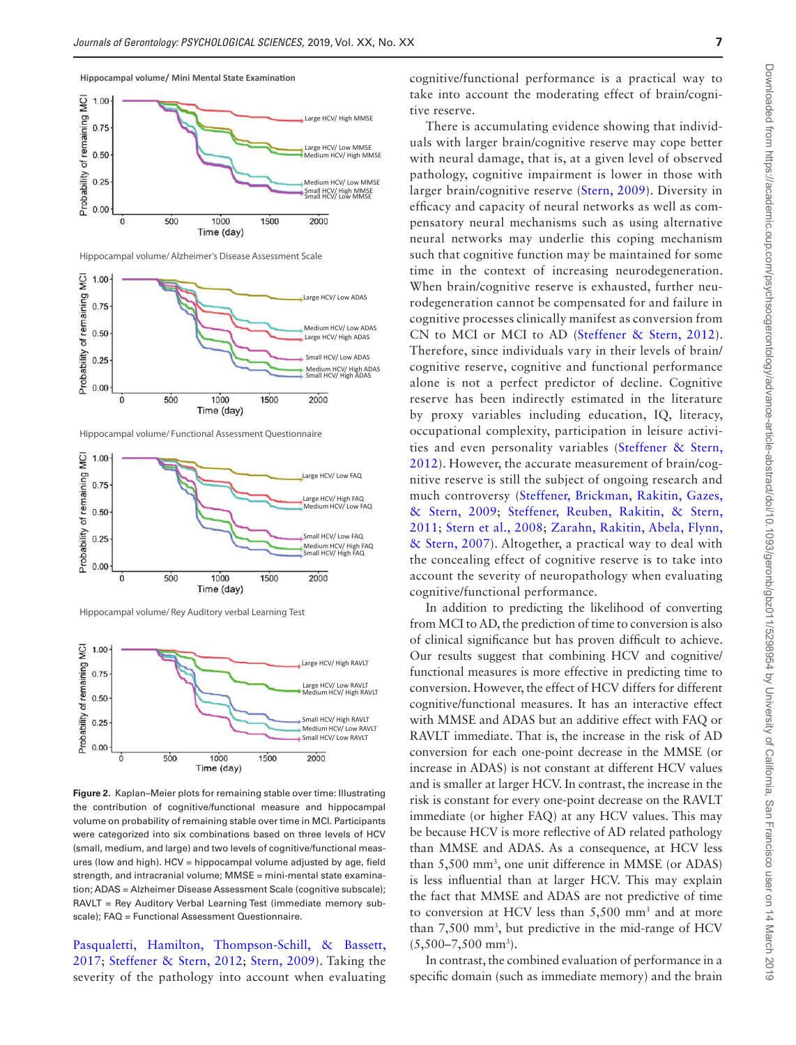Figure 2. Kaplan–Meier plots for remaining stable over time: Illustrating the contribution of cognitive/functional measure and hippocampal volume on probability of remaining stable over time in MCI. Participants were categorized into six combinations based on three levels of HCV (small, medium, and large) and two levels of cognitive/functional measures (low and high). HCV = hippocampal volume adjusted by age, field strength, and intracranial volume; MMSE = mini-mental state examination; ADAS = Alzheimer Disease Assessment Scale (cognitive subscale); RAVLT = Rey Auditory Verbal Learning Test (immediate memory subscale); FAQ = Functional Assessment Questionnaire.

Pasqualetti, Hamilton, Thompson-Schill, & Bassett, 2017; Steffener & Stern, 2012; Stern, 2009). Taking the severity of the pathology into account when evaluating cognitive/functional performance is a practical way to take into account the moderating effect of brain/cognitive reserve.

There is accumulating evidence showing that individuals with larger brain/cognitive reserve may cope better with neural damage, that is, at a given level of observed pathology, cognitive impairment is lower in those with larger brain/cognitive reserve (Stern, 2009). Diversity in efficacy and capacity of neural networks as well as compensatory neural mechanisms such as using alternative neural networks may underlie this coping mechanism such that cognitive function may be maintained for some time in the context of increasing neurodegeneration. When brain/cognitive reserve is exhausted, further neurodegeneration cannot be compensated for and failure in cognitive processes clinically manifest as conversion from CN to MCI or MCI to AD (Steffener & Stern, 2012). Therefore, since individuals vary in their levels of brain/cognitive reserve, cognitive and functional performance alone is not a perfect predictor of decline. Cognitive reserve has been indirectly estimated in the literature by proxy variables including education, IQ, literacy, occupational complexity, participation in leisure activities and even personality variables (Steffener & Stern, 2012). However, the accurate measurement of brain/cognitive reserve is still the subject of ongoing research and much controversy (Steffener, Brickman, Rakitin, Gazes, & Stern, 2009; Steffener, Reuben, Rakitin, & Stern, 2011; Stern et al., 2008; Zarahn, Rakitin, Abela, Flynn, & Stern, 2007). Altogether, a practical way to deal with the concealing effect of cognitive reserve is to take into account the severity of neuropathology when evaluating cognitive/functional performance.

In addition to predicting the likelihood of converting from MCI to AD, the prediction of time to conversion is also of clinical significance but has proven difficult to achieve. Our results suggest that combining HCV and cognitive/functional measures is more effective in predicting time to conversion. However, the effect of HCV differs for different cognitive/functional measures. It has an interactive effect with MMSE and ADAS but an additive effect with FAQ or RAVLT immediate. That is, the increase in the risk of AD conversion for each one-point decrease in the MMSE (or increase in ADAS) is not constant at different HCV values and is smaller at larger HCV. In contrast, the increase in the risk is constant for every one-point decrease on the RAVLT immediate (or higher FAQ) at any HCV values. This may be because HCV is more reflective of AD related pathology than MMSE and ADAS. As a consequence, at HCV less than 5,500 mm$^3$, one unit difference in MMSE (or ADAS) is less influential than at larger HCV. This may explain the fact that MMSE and ADAS are not predictive of time to conversion at HCV less than 5,500 mm$^3$ and at more than 7,500 mm$^3$, but predictive in the mid-range of HCV (5,500–7,500 mm$^3$).

In contrast, the combined evaluation of performance in a specific domain (such as immediate memory) and the brain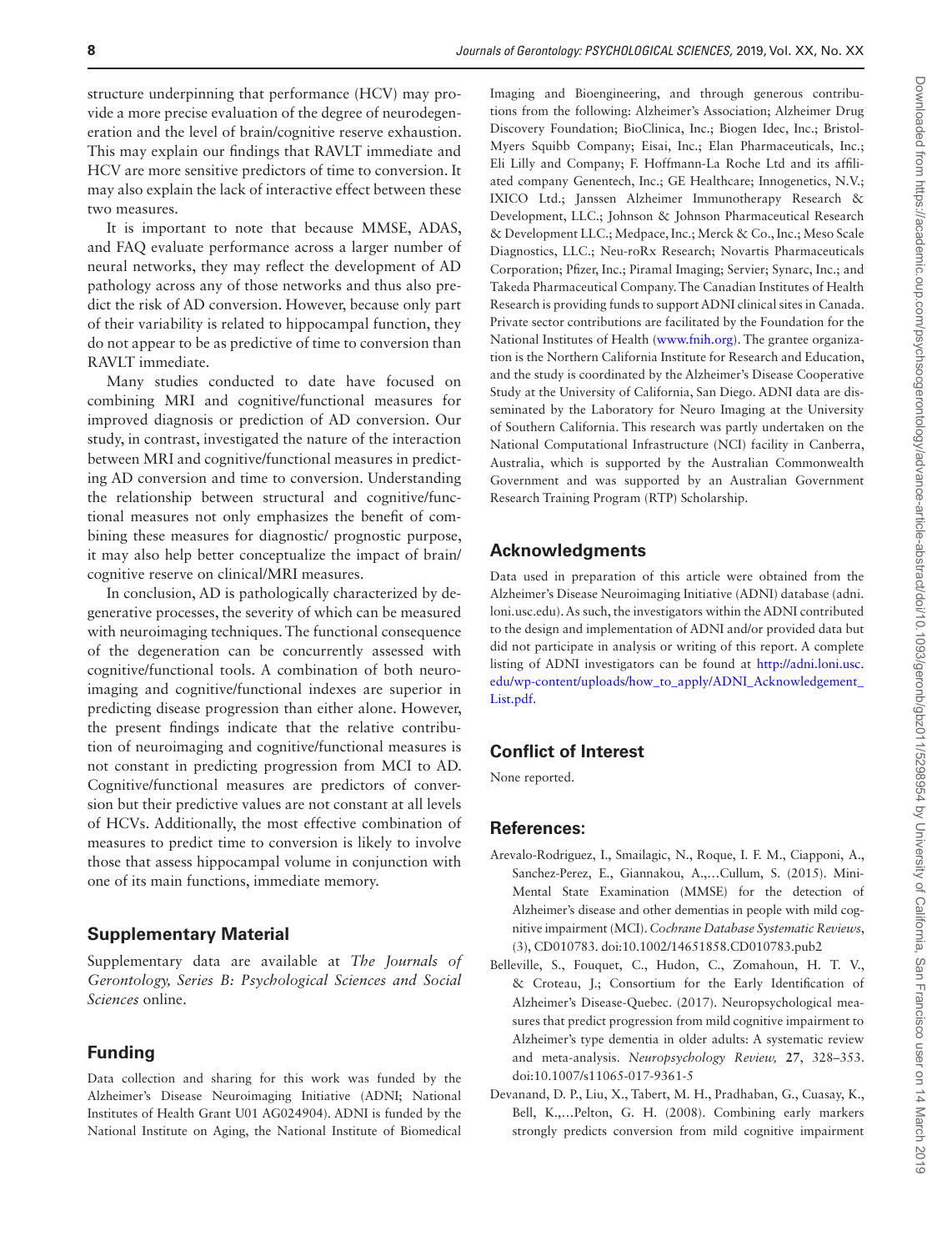structure underpinning that performance (HCV) may provide a more precise evaluation of the degree of neurodegeneration and the level of brain/cognitive reserve exhaustion. This may explain our findings that RAVLT immediate and HCV are more sensitive predictors of time to conversion. It may also explain the lack of interactive effect between these two measures.

It is important to note that because MMSE, ADAS, and FAQ evaluate performance across a larger number of neural networks, they may reflect the development of AD pathology across any of those networks and thus also predict the risk of AD conversion. However, because only part of their variability is related to hippocampal function, they do not appear to be as predictive of time to conversion than RAVLT immediate.

Many studies conducted to date have focused on combining MRI and cognitive/functional measures for improved diagnosis or prediction of AD conversion. Our study, in contrast, investigated the nature of the interaction between MRI and cognitive/functional measures in predicting AD conversion and time to conversion. Understanding the relationship between structural and cognitive/functional measures not only emphasizes the benefit of combining these measures for diagnostic/ prognostic purpose, it may also help better conceptualize the impact of brain/ cognitive reserve on clinical/MRI measures.

In conclusion, AD is pathologically characterized by degenerative processes, the severity of which can be measured with neuroimaging techniques. The functional consequence of the degeneration can be concurrently assessed with cognitive/functional tools. A combination of both neuroimaging and cognitive/functional indexes are superior in predicting disease progression than either alone. However, the present findings indicate that the relative contribution of neuroimaging and cognitive/functional measures is not constant in predicting progression from MCI to AD. Cognitive/functional measures are predictors of conversion but their predictive values are not constant at all levels of HCVs. Additionally, the most effective combination of measures to predict time to conversion is likely to involve those that assess hippocampal volume in conjunction with one of its main functions, immediate memory.

## Supplementary Material

Supplementary data are available at *The Journals of Gerontology, Series B: Psychological Sciences and Social Sciences* online.

## Funding

Data collection and sharing for this work was funded by the Alzheimer's Disease Neuroimaging Initiative (ADNI; National Institutes of Health Grant U01 AG024904). ADNI is funded by the National Institute on Aging, the National Institute of Biomedical Imaging and Bioengineering, and through generous contributions from the following: Alzheimer's Association; Alzheimer Drug Discovery Foundation; BioClinica, Inc.; Biogen Idec, Inc.; Bristol-Myers Squibb Company; Eisai, Inc.; Elan Pharmaceuticals, Inc.; Eli Lilly and Company; F. Hoffmann-La Roche Ltd and its affiliated company Genentech, Inc.; GE Healthcare; Innogenetics, N.V.; IXICO Ltd.; Janssen Alzheimer Immunotherapy Research & Development, LLC.; Johnson & Johnson Pharmaceutical Research & Development LLC.; Medpace, Inc.; Merck & Co., Inc.; Meso Scale Diagnostics, LLC.; Neu-roRx Research; Novartis Pharmaceuticals Corporation; Pfizer, Inc.; Piramal Imaging; Servier; Synarc, Inc.; and Takeda Pharmaceutical Company. The Canadian Institutes of Health Research is providing funds to support ADNI clinical sites in Canada. Private sector contributions are facilitated by the Foundation for the National Institutes of Health (www.fnih.org). The grantee organization is the Northern California Institute for Research and Education, and the study is coordinated by the Alzheimer's Disease Cooperative Study at the University of California, San Diego. ADNI data are disseminated by the Laboratory for Neuro Imaging at the University of Southern California. This research was partly undertaken on the National Computational Infrastructure (NCI) facility in Canberra, Australia, which is supported by the Australian Commonwealth Government and was supported by an Australian Government Research Training Program (RTP) Scholarship.

## Acknowledgments

Data used in preparation of this article were obtained from the Alzheimer's Disease Neuroimaging Initiative (ADNI) database (adni.loni.usc.edu). As such, the investigators within the ADNI contributed to the design and implementation of ADNI and/or provided data but did not participate in analysis or writing of this report. A complete listing of ADNI investigators can be found at http://adni.loni.usc.edu/wp-content/uploads/how_to_apply/ADNI_Acknowledgement_List.pdf.

## Conflict of Interest

None reported.

## References:

Arevalo-Rodriguez, I., Smailagic, N., Roque, I. F. M., Ciapponi, A., Sanchez-Perez, E., Giannakou, A.,…Cullum, S. (2015). Mini-Mental State Examination (MMSE) for the detection of Alzheimer's disease and other dementias in people with mild cognitive impairment (MCI). *Cochrane Database Systematic Reviews*, (3), CD010783. doi:10.1002/14651858.CD010783.pub2

Belleville, S., Fouquet, C., Hudon, C., Zomahoun, H. T. V., & Croteau, J.; Consortium for the Early Identification of Alzheimer's Disease-Quebec. (2017). Neuropsychological measures that predict progression from mild cognitive impairment to Alzheimer's type dementia in older adults: A systematic review and meta-analysis. *Neuropsychology Review,* **27**, 328–353. doi:10.1007/s11065-017-9361-5

Devanand, D. P., Liu, X., Tabert, M. H., Pradhaban, G., Cuasay, K., Bell, K.,…Pelton, G. H. (2008). Combining early markers strongly predicts conversion from mild cognitive impairment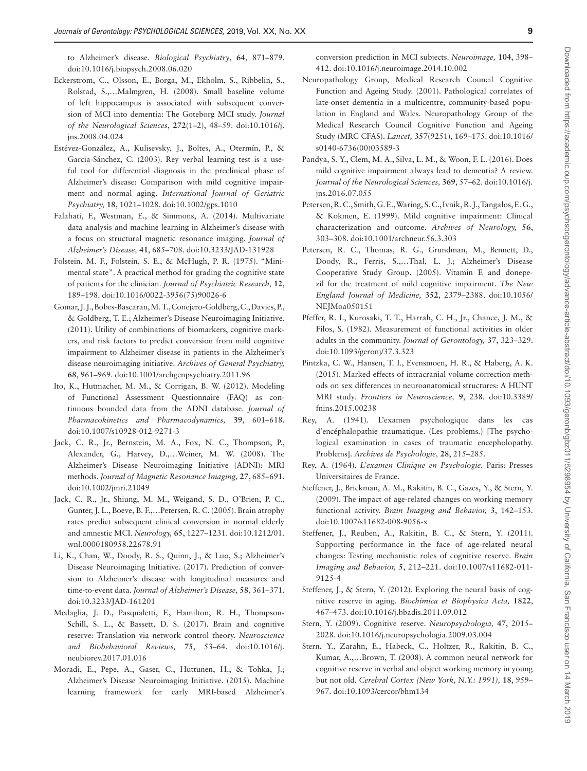to Alzheimer's disease. *Biological Psychiatry*, **64**, 871–879. doi:10.1016/j.biopsych.2008.06.020

Eckerstrom, C., Olsson, E., Borga, M., Ekholm, S., Ribbelin, S., Rolstad, S.,…Malmgren, H. (2008). Small baseline volume of left hippocampus is associated with subsequent conversion of MCI into dementia: The Goteborg MCI study. *Journal of the Neurological Sciences*, **272**(1–2), 48–59. doi:10.1016/j.jns.2008.04.024

Estévez-González, A., Kulisevsky, J., Boltes, A., Otermín, P., & García-Sánchez, C. (2003). Rey verbal learning test is a useful tool for differential diagnosis in the preclinical phase of Alzheimer's disease: Comparison with mild cognitive impairment and normal aging. *International Journal of Geriatric Psychiatry,* **18**, 1021–1028. doi:10.1002/gps.1010

Falahati, F., Westman, E., & Simmons, A. (2014). Multivariate data analysis and machine learning in Alzheimer's disease with a focus on structural magnetic resonance imaging. *Journal of Alzheimer's Disease,* **41**, 685–708. doi:10.3233/JAD-131928

Folstein, M. F., Folstein, S. E., & McHugh, P. R. (1975). "Mini-mental state". A practical method for grading the cognitive state of patients for the clinician. *Journal of Psychiatric Research,* **12**, 189–198. doi:10.1016/0022-3956(75)90026-6

Gomar, J. J., Bobes-Bascaran, M. T., Conejero-Goldberg, C., Davies, P., & Goldberg, T. E.; Alzheimer's Disease Neuroimaging Initiative. (2011). Utility of combinations of biomarkers, cognitive markers, and risk factors to predict conversion from mild cognitive impairment to Alzheimer disease in patients in the Alzheimer's disease neuroimaging initiative. *Archives of General Psychiatry,* **68**, 961–969. doi:10.1001/archgenpsychiatry.2011.96

Ito, K., Hutmacher, M. M., & Corrigan, B. W. (2012). Modeling of Functional Assessment Questionnaire (FAQ) as continuous bounded data from the ADNI database. *Journal of Pharmacokinetics and Pharmacodynamics,* **39**, 601–618. doi:10.1007/s10928-012-9271-3

Jack, C. R., Jr., Bernstein, M. A., Fox, N. C., Thompson, P., Alexander, G., Harvey, D.,…Weiner, M. W. (2008). The Alzheimer's Disease Neuroimaging Initiative (ADNI): MRI methods. *Journal of Magnetic Resonance Imaging,* **27**, 685–691. doi:10.1002/jmri.21049

Jack, C. R., Jr., Shiung, M. M., Weigand, S. D., O'Brien, P. C., Gunter, J. L., Boeve, B. F.,…Petersen, R. C. (2005). Brain atrophy rates predict subsequent clinical conversion in normal elderly and amnestic MCI. *Neurology,* **65**, 1227–1231. doi:10.1212/01.wnl.0000180958.22678.91

Li, K., Chan, W., Doody, R. S., Quinn, J., & Luo, S.; Alzheimer's Disease Neuroimaging Initiative. (2017). Prediction of conversion to Alzheimer's disease with longitudinal measures and time-to-event data. *Journal of Alzheimer's Disease,* **58**, 361–371. doi:10.3233/JAD-161201

Medaglia, J. D., Pasqualetti, F., Hamilton, R. H., Thompson-Schill, S. L., & Bassett, D. S. (2017). Brain and cognitive reserve: Translation via network control theory. *Neuroscience and Biobehavioral Reviews,* **75**, 53–64. doi:10.1016/j.neubiorev.2017.01.016

Moradi, E., Pepe, A., Gaser, C., Huttunen, H., & Tohka, J.; Alzheimer's Disease Neuroimaging Initiative. (2015). Machine learning framework for early MRI-based Alzheimer's conversion prediction in MCI subjects. *Neuroimage,* **104**, 398–412. doi:10.1016/j.neuroimage.2014.10.002

Neuropathology Group, Medical Research Council Cognitive Function and Ageing Study. (2001). Pathological correlates of late-onset dementia in a multicentre, community-based population in England and Wales. Neuropathology Group of the Medical Research Council Cognitive Function and Ageing Study (MRC CFAS). *Lancet,* **357**(9251), 169–175. doi:10.1016/s0140-6736(00)03589-3

Pandya, S. Y., Clem, M. A., Silva, L. M., & Woon, F. L. (2016). Does mild cognitive impairment always lead to dementia? A review. *Journal of the Neurological Sciences,* **369**, 57–62. doi:10.1016/j.jns.2016.07.055

Petersen, R. C., Smith, G. E., Waring, S. C., Ivnik, R. J., Tangalos, E. G., & Kokmen, E. (1999). Mild cognitive impairment: Clinical characterization and outcome. *Archives of Neurology,* **56**, 303–308. doi:10.1001/archneur.56.3.303

Petersen, R. C., Thomas, R. G., Grundman, M., Bennett, D., Doody, R., Ferris, S.,…Thal, L. J.; Alzheimer's Disease Cooperative Study Group. (2005). Vitamin E and donepezil for the treatment of mild cognitive impairment. *The New England Journal of Medicine,* **352**, 2379–2388. doi:10.1056/NEJMoa050151

Pfeffer, R. I., Kurosaki, T. T., Harrah, C. H., Jr., Chance, J. M., & Filos, S. (1982). Measurement of functional activities in older adults in the community. *Journal of Gerontology,* **37**, 323–329. doi:10.1093/geronj/37.3.323

Pintzka, C. W., Hansen, T. I., Evensmoen, H. R., & Haberg, A. K. (2015). Marked effects of intracranial volume correction methods on sex differences in neuroanatomical structures: A HUNT MRI study. *Frontiers in Neuroscience,* **9**, 238. doi:10.3389/fnins.2015.00238

Rey, A. (1941). L'examen psychologique dans les cas d'encéphalopathie traumatique. (Les problems.) [The psychological examination in cases of traumatic encepholopathy. Problems]. *Archives de Psychologie,* **28**, 215–285.

Rey, A. (1964). *L'examen Clinique en Psychologie.* Paris: Presses Universitaires de France.

Steffener, J., Brickman, A. M., Rakitin, B. C., Gazes, Y., & Stern, Y. (2009). The impact of age-related changes on working memory functional activity. *Brain Imaging and Behavior,* **3**, 142–153. doi:10.1007/s11682-008-9056-x

Steffener, J., Reuben, A., Rakitin, B. C., & Stern, Y. (2011). Supporting performance in the face of age-related neural changes: Testing mechanistic roles of cognitive reserve. *Brain Imaging and Behavior,* **5**, 212–221. doi:10.1007/s11682-011-9125-4

Steffener, J., & Stern, Y. (2012). Exploring the neural basis of cognitive reserve in aging. *Biochimica et Biophysica Acta,* **1822**, 467–473. doi:10.1016/j.bbadis.2011.09.012

Stern, Y. (2009). Cognitive reserve. *Neuropsychologia,* **47**, 2015–2028. doi:10.1016/j.neuropsychologia.2009.03.004

Stern, Y., Zarahn, E., Habeck, C., Holtzer, R., Rakitin, B. C., Kumar, A.,…Brown, T. (2008). A common neural network for cognitive reserve in verbal and object working memory in young but not old. *Cerebral Cortex (New York, N.Y.: 1991),* **18**, 959–967. doi:10.1093/cercor/bhm134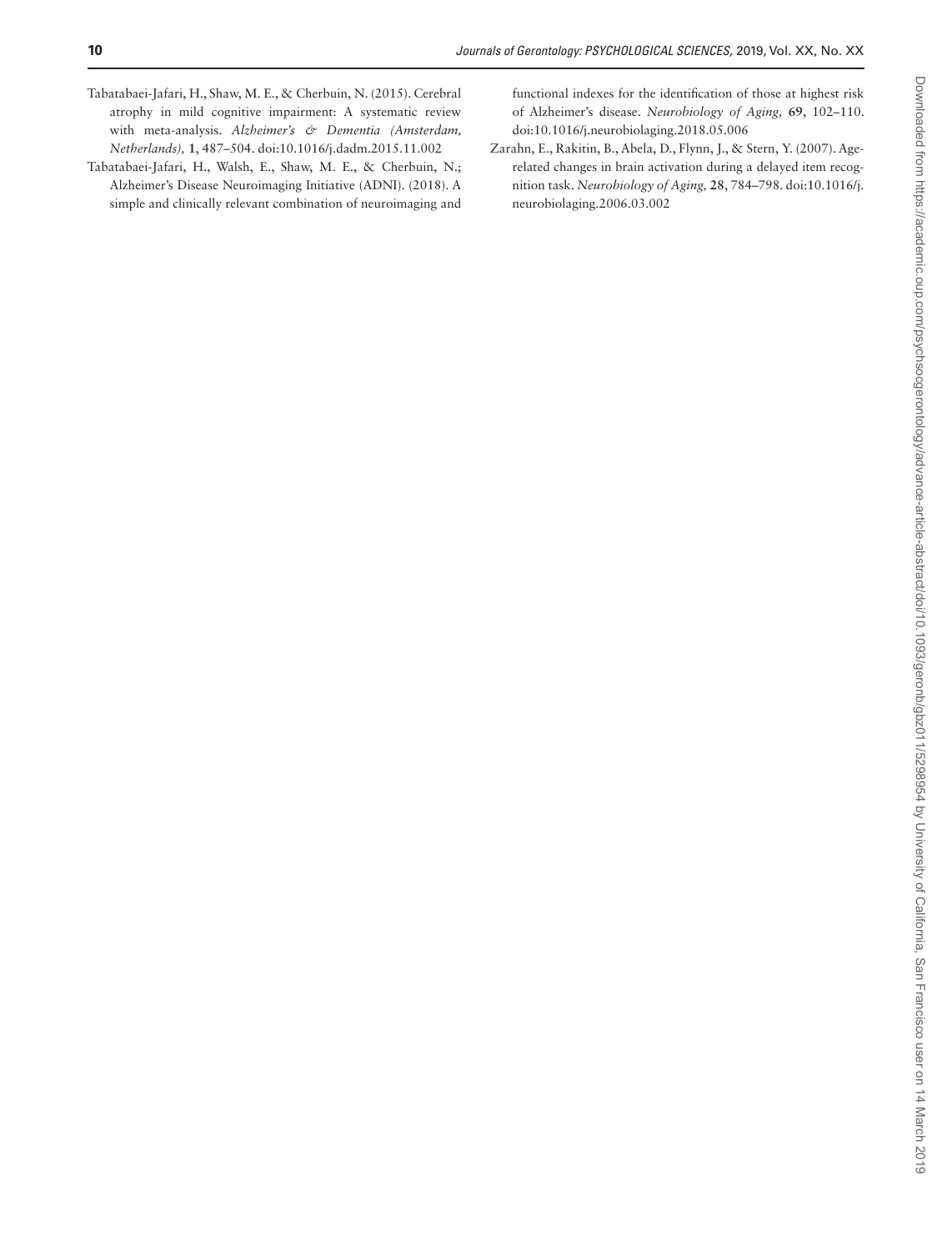Tabatabaei-Jafari, H., Shaw, M. E., & Cherbuin, N. (2015). Cerebral atrophy in mild cognitive impairment: A systematic review with meta-analysis. *Alzheimer's & Dementia (Amsterdam, Netherlands),* **1**, 487–504. doi:10.1016/j.dadm.2015.11.002

Tabatabaei-Jafari, H., Walsh, E., Shaw, M. E., & Cherbuin, N.; Alzheimer's Disease Neuroimaging Initiative (ADNI). (2018). A simple and clinically relevant combination of neuroimaging and functional indexes for the identification of those at highest risk of Alzheimer's disease. *Neurobiology of Aging,* **69**, 102–110. doi:10.1016/j.neurobiolaging.2018.05.006

Zarahn, E., Rakitin, B., Abela, D., Flynn, J., & Stern, Y. (2007). Age-related changes in brain activation during a delayed item recognition task. *Neurobiology of Aging,* **28**, 784–798. doi:10.1016/j.neurobiolaging.2006.03.002